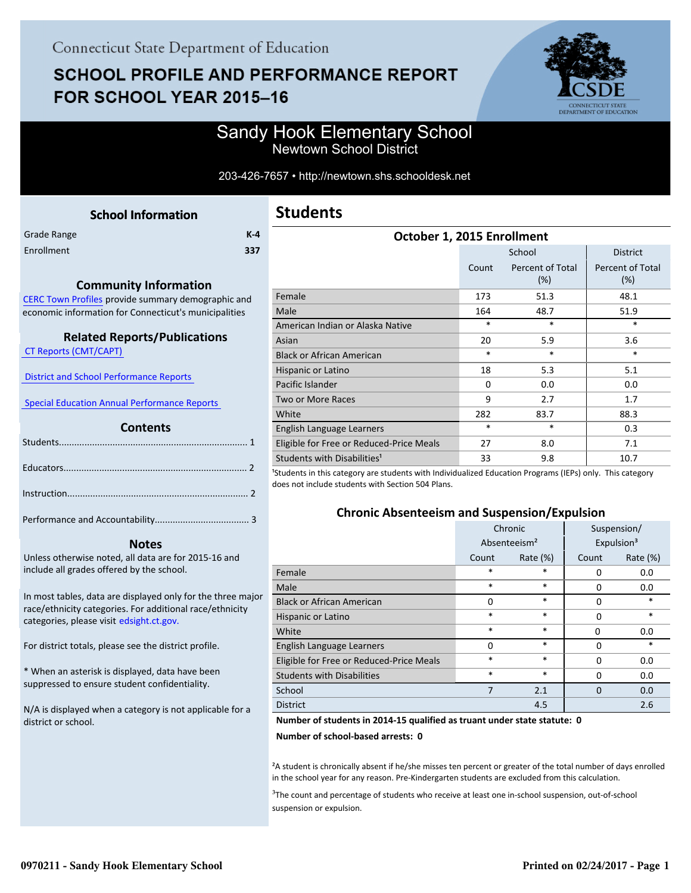Connecticut State Department of Education

# SCHOOL PROFILE AND PERFORMANCE REPORT FOR SCHOOL YEAR 2015–16

## Sandy Hook Elementary School
Newtown School District

203-426-7657 • http://newtown.shs.schooldesk.net

### School Information

| | |
|---|---|
| Grade Range | K-4 |
| Enrollment | 337 |

### Community Information

CERC Town Profiles provide summary demographic and economic information for Connecticut's municipalities

### Related Reports/Publications

CT Reports (CMT/CAPT)

District and School Performance Reports

Special Education Annual Performance Reports

### Contents

Students........................................................................ 1

Educators...................................................................... 2

Instruction..................................................................... 2

Performance and Accountability.................................... 3

### Notes

Unless otherwise noted, all data are for 2015-16 and include all grades offered by the school.

In most tables, data are displayed only for the three major race/ethnicity categories. For additional race/ethnicity categories, please visit edsight.ct.gov.

For district totals, please see the district profile.

* When an asterisk is displayed, data have been suppressed to ensure student confidentiality.

N/A is displayed when a category is not applicable for a district or school.

## Students

### October 1, 2015 Enrollment

| | School | | District |
|---|---|---|---|
| | Count | Percent of Total (%) | Percent of Total (%) |
| Female | 173 | 51.3 | 48.1 |
| Male | 164 | 48.7 | 51.9 |
| American Indian or Alaska Native | * | * | * |
| Asian | 20 | 5.9 | 3.6 |
| Black or African American | * | * | * |
| Hispanic or Latino | 18 | 5.3 | 5.1 |
| Pacific Islander | 0 | 0.0 | 0.0 |
| Two or More Races | 9 | 2.7 | 1.7 |
| White | 282 | 83.7 | 88.3 |
| English Language Learners | * | * | 0.3 |
| Eligible for Free or Reduced-Price Meals | 27 | 8.0 | 7.1 |
| Students with Disabilities[1] | 33 | 9.8 | 10.7 |

[1]Students in this category are students with Individualized Education Programs (IEPs) only. This category does not include students with Section 504 Plans.

### Chronic Absenteeism and Suspension/Expulsion

| | Chronic Absenteeism[2] | | Suspension/ Expulsion[3] | |
|---|---|---|---|---|
| | Count | Rate (%) | Count | Rate (%) |
| Female | * | * | 0 | 0.0 |
| Male | * | * | 0 | 0.0 |
| Black or African American | 0 | * | 0 | * |
| Hispanic or Latino | * | * | 0 | * |
| White | * | * | 0 | 0.0 |
| English Language Learners | 0 | * | 0 | * |
| Eligible for Free or Reduced-Price Meals | * | * | 0 | 0.0 |
| Students with Disabilities | * | * | 0 | 0.0 |
| School | 7 | 2.1 | 0 | 0.0 |
| District | | 4.5 | | 2.6 |

**Number of students in 2014-15 qualified as truant under state statute: 0**

**Number of school-based arrests: 0**

[2]A student is chronically absent if he/she misses ten percent or greater of the total number of days enrolled in the school year for any reason. Pre-Kindergarten students are excluded from this calculation.

[3]The count and percentage of students who receive at least one in-school suspension, out-of-school suspension or expulsion.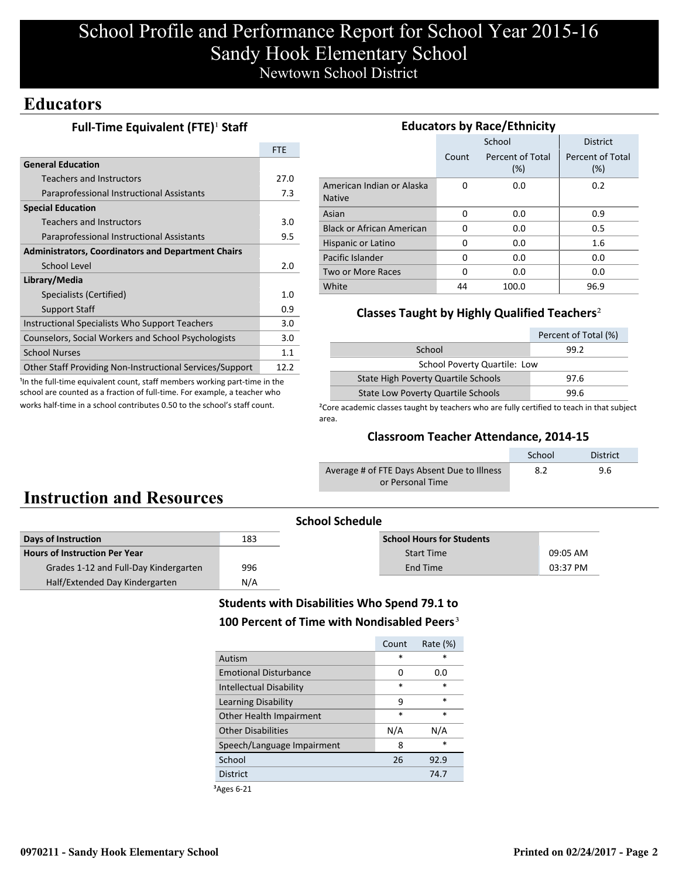# School Profile and Performance Report for School Year 2015-16

# Sandy Hook Elementary School

Newtown School District

## Educators

### Full-Time Equivalent (FTE)[1] Staff

| | FTE |
|---|---|
| **General Education** | |
| Teachers and Instructors | 27.0 |
| Paraprofessional Instructional Assistants | 7.3 |
| **Special Education** | |
| Teachers and Instructors | 3.0 |
| Paraprofessional Instructional Assistants | 9.5 |
| **Administrators, Coordinators and Department Chairs** | |
| School Level | 2.0 |
| **Library/Media** | |
| Specialists (Certified) | 1.0 |
| Support Staff | 0.9 |
| Instructional Specialists Who Support Teachers | 3.0 |
| Counselors, Social Workers and School Psychologists | 3.0 |
| School Nurses | 1.1 |
| Other Staff Providing Non-Instructional Services/Support | 12.2 |

[1]In the full-time equivalent count, staff members working part-time in the school are counted as a fraction of full-time. For example, a teacher who works half-time in a school contributes 0.50 to the school's staff count.

### Educators by Race/Ethnicity

| | School | | District |
|---|---|---|---|
| | Count | Percent of Total (%) | Percent of Total (%) |
| American Indian or Alaska Native | 0 | 0.0 | 0.2 |
| Asian | 0 | 0.0 | 0.9 |
| Black or African American | 0 | 0.0 | 0.5 |
| Hispanic or Latino | 0 | 0.0 | 1.6 |
| Pacific Islander | 0 | 0.0 | 0.0 |
| Two or More Races | 0 | 0.0 | 0.0 |
| White | 44 | 100.0 | 96.9 |

### Classes Taught by Highly Qualified Teachers[2]

| | Percent of Total (%) |
|---|---|
| School | 99.2 |
| School Poverty Quartile: Low | |
| State High Poverty Quartile Schools | 97.6 |
| State Low Poverty Quartile Schools | 99.6 |

[2]Core academic classes taught by teachers who are fully certified to teach in that subject area.

### Classroom Teacher Attendance, 2014-15

| | School | District |
|---|---|---|
| Average # of FTE Days Absent Due to Illness or Personal Time | 8.2 | 9.6 |

## Instruction and Resources

### School Schedule

| Days of Instruction | 183 |
|---|---|
| **Hours of Instruction Per Year** | |
| Grades 1-12 and Full-Day Kindergarten | 996 |
| Half/Extended Day Kindergarten | N/A |

| School Hours for Students | |
|---|---|
| Start Time | 09:05 AM |
| End Time | 03:37 PM |

### Students with Disabilities Who Spend 79.1 to 100 Percent of Time with Nondisabled Peers[3]

| | Count | Rate (%) |
|---|---|---|
| Autism | * | * |
| Emotional Disturbance | 0 | 0.0 |
| Intellectual Disability | * | * |
| Learning Disability | 9 | * |
| Other Health Impairment | * | * |
| Other Disabilities | N/A | N/A |
| Speech/Language Impairment | 8 | * |
| School | 26 | 92.9 |
| District | | 74.7 |

[3]Ages 6-21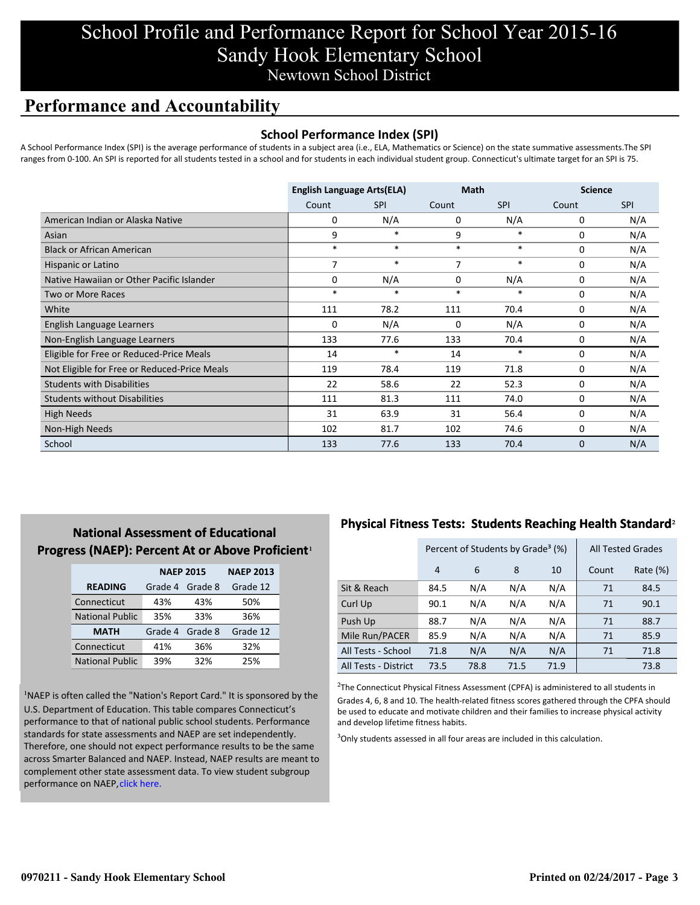# School Profile and Performance Report for School Year 2015-16
# Sandy Hook Elementary School
## Newtown School District

## Performance and Accountability

### School Performance Index (SPI)

A School Performance Index (SPI) is the average performance of students in a subject area (i.e., ELA, Mathematics or Science) on the state summative assessments.The SPI ranges from 0-100. An SPI is reported for all students tested in a school and for students in each individual student group. Connecticut's ultimate target for an SPI is 75.

| | English Language Arts(ELA) | | Math | | Science | |
|---|---|---|---|---|---|---|
| | Count | SPI | Count | SPI | Count | SPI |
| American Indian or Alaska Native | 0 | N/A | 0 | N/A | 0 | N/A |
| Asian | 9 | * | 9 | * | 0 | N/A |
| Black or African American | * | * | * | * | 0 | N/A |
| Hispanic or Latino | 7 | * | 7 | * | 0 | N/A |
| Native Hawaiian or Other Pacific Islander | 0 | N/A | 0 | N/A | 0 | N/A |
| Two or More Races | * | * | * | * | 0 | N/A |
| White | 111 | 78.2 | 111 | 70.4 | 0 | N/A |
| English Language Learners | 0 | N/A | 0 | N/A | 0 | N/A |
| Non-English Language Learners | 133 | 77.6 | 133 | 70.4 | 0 | N/A |
| Eligible for Free or Reduced-Price Meals | 14 | * | 14 | * | 0 | N/A |
| Not Eligible for Free or Reduced-Price Meals | 119 | 78.4 | 119 | 71.8 | 0 | N/A |
| Students with Disabilities | 22 | 58.6 | 22 | 52.3 | 0 | N/A |
| Students without Disabilities | 111 | 81.3 | 111 | 74.0 | 0 | N/A |
| High Needs | 31 | 63.9 | 31 | 56.4 | 0 | N/A |
| Non-High Needs | 102 | 81.7 | 102 | 74.6 | 0 | N/A |
| School | 133 | 77.6 | 133 | 70.4 | 0 | N/A |

### National Assessment of Educational Progress (NAEP): Percent At or Above Proficient[1]

| | NAEP 2015 | | NAEP 2013 |
|---|---|---|---|
| **READING** | Grade 4 | Grade 8 | Grade 12 |
| Connecticut | 43% | 43% | 50% |
| National Public | 35% | 33% | 36% |
| **MATH** | Grade 4 | Grade 8 | Grade 12 |
| Connecticut | 41% | 36% | 32% |
| National Public | 39% | 32% | 25% |

[1]NAEP is often called the "Nation's Report Card." It is sponsored by the U.S. Department of Education. This table compares Connecticut's performance to that of national public school students. Performance standards for state assessments and NAEP are set independently. Therefore, one should not expect performance results to be the same across Smarter Balanced and NAEP. Instead, NAEP results are meant to complement other state assessment data. To view student subgroup performance on NAEP, click here.

### Physical Fitness Tests: Students Reaching Health Standard[2]

| | Percent of Students by Grade[3] (%) | | | | All Tested Grades | |
|---|---|---|---|---|---|---|
| | 4 | 6 | 8 | 10 | Count | Rate (%) |
| Sit & Reach | 84.5 | N/A | N/A | N/A | 71 | 84.5 |
| Curl Up | 90.1 | N/A | N/A | N/A | 71 | 90.1 |
| Push Up | 88.7 | N/A | N/A | N/A | 71 | 88.7 |
| Mile Run/PACER | 85.9 | N/A | N/A | N/A | 71 | 85.9 |
| All Tests - School | 71.8 | N/A | N/A | N/A | 71 | 71.8 |
| All Tests - District | 73.5 | 78.8 | 71.5 | 71.9 | | 73.8 |

[2]The Connecticut Physical Fitness Assessment (CPFA) is administered to all students in Grades 4, 6, 8 and 10. The health-related fitness scores gathered through the CPFA should be used to educate and motivate children and their families to increase physical activity and develop lifetime fitness habits.

[3]Only students assessed in all four areas are included in this calculation.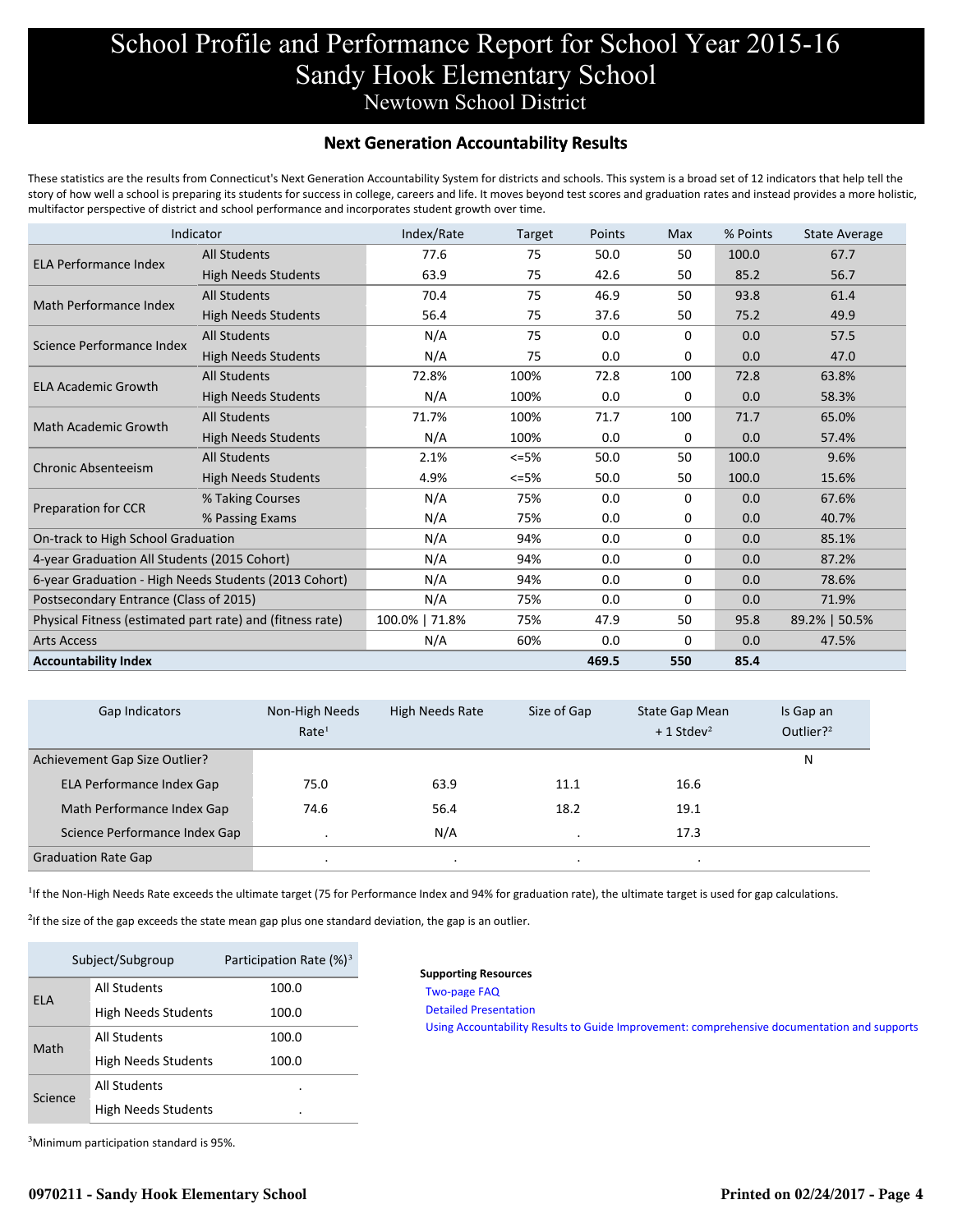# School Profile and Performance Report for School Year 2015-16
# Sandy Hook Elementary School
## Newtown School District

### Next Generation Accountability Results

These statistics are the results from Connecticut's Next Generation Accountability System for districts and schools. This system is a broad set of 12 indicators that help tell the story of how well a school is preparing its students for success in college, careers and life. It moves beyond test scores and graduation rates and instead provides a more holistic, multifactor perspective of district and school performance and incorporates student growth over time.

| Indicator | | Index/Rate | Target | Points | Max | % Points | State Average |
|---|---|---|---|---|---|---|---|
| ELA Performance Index | All Students | 77.6 | 75 | 50.0 | 50 | 100.0 | 67.7 |
| | High Needs Students | 63.9 | 75 | 42.6 | 50 | 85.2 | 56.7 |
| Math Performance Index | All Students | 70.4 | 75 | 46.9 | 50 | 93.8 | 61.4 |
| | High Needs Students | 56.4 | 75 | 37.6 | 50 | 75.2 | 49.9 |
| Science Performance Index | All Students | N/A | 75 | 0.0 | 0 | 0.0 | 57.5 |
| | High Needs Students | N/A | 75 | 0.0 | 0 | 0.0 | 47.0 |
| ELA Academic Growth | All Students | 72.8% | 100% | 72.8 | 100 | 72.8 | 63.8% |
| | High Needs Students | N/A | 100% | 0.0 | 0 | 0.0 | 58.3% |
| Math Academic Growth | All Students | 71.7% | 100% | 71.7 | 100 | 71.7 | 65.0% |
| | High Needs Students | N/A | 100% | 0.0 | 0 | 0.0 | 57.4% |
| Chronic Absenteeism | All Students | 2.1% | <=5% | 50.0 | 50 | 100.0 | 9.6% |
| | High Needs Students | 4.9% | <=5% | 50.0 | 50 | 100.0 | 15.6% |
| Preparation for CCR | % Taking Courses | N/A | 75% | 0.0 | 0 | 0.0 | 67.6% |
| | % Passing Exams | N/A | 75% | 0.0 | 0 | 0.0 | 40.7% |
| On-track to High School Graduation | | N/A | 94% | 0.0 | 0 | 0.0 | 85.1% |
| 4-year Graduation All Students (2015 Cohort) | | N/A | 94% | 0.0 | 0 | 0.0 | 87.2% |
| 6-year Graduation - High Needs Students (2013 Cohort) | | N/A | 94% | 0.0 | 0 | 0.0 | 78.6% |
| Postsecondary Entrance (Class of 2015) | | N/A | 75% | 0.0 | 0 | 0.0 | 71.9% |
| Physical Fitness (estimated part rate) and (fitness rate) | | 100.0% \| 71.8% | 75% | 47.9 | 50 | 95.8 | 89.2% \| 50.5% |
| Arts Access | | N/A | 60% | 0.0 | 0 | 0.0 | 47.5% |
| **Accountability Index** | | | | **469.5** | **550** | **85.4** | |

| Gap Indicators | Non-High Needs Rate[1] | High Needs Rate | Size of Gap | State Gap Mean + 1 Stdev[2] | Is Gap an Outlier?[2] |
|---|---|---|---|---|---|
| Achievement Gap Size Outlier? | | | | | N |
| ELA Performance Index Gap | 75.0 | 63.9 | 11.1 | 16.6 | |
| Math Performance Index Gap | 74.6 | 56.4 | 18.2 | 19.1 | |
| Science Performance Index Gap | . | N/A | . | 17.3 | |
| Graduation Rate Gap | . | . | . | . | |

[1]If the Non-High Needs Rate exceeds the ultimate target (75 for Performance Index and 94% for graduation rate), the ultimate target is used for gap calculations.

[2]If the size of the gap exceeds the state mean gap plus one standard deviation, the gap is an outlier.

| Subject/Subgroup | | Participation Rate (%)[3] |
|---|---|---|
| ELA | All Students | 100.0 |
| | High Needs Students | 100.0 |
| Math | All Students | 100.0 |
| | High Needs Students | 100.0 |
| Science | All Students | . |
| | High Needs Students | . |

[3]Minimum participation standard is 95%.

**Supporting Resources**

- Two-page FAQ
- Detailed Presentation
- Using Accountability Results to Guide Improvement: comprehensive documentation and supports